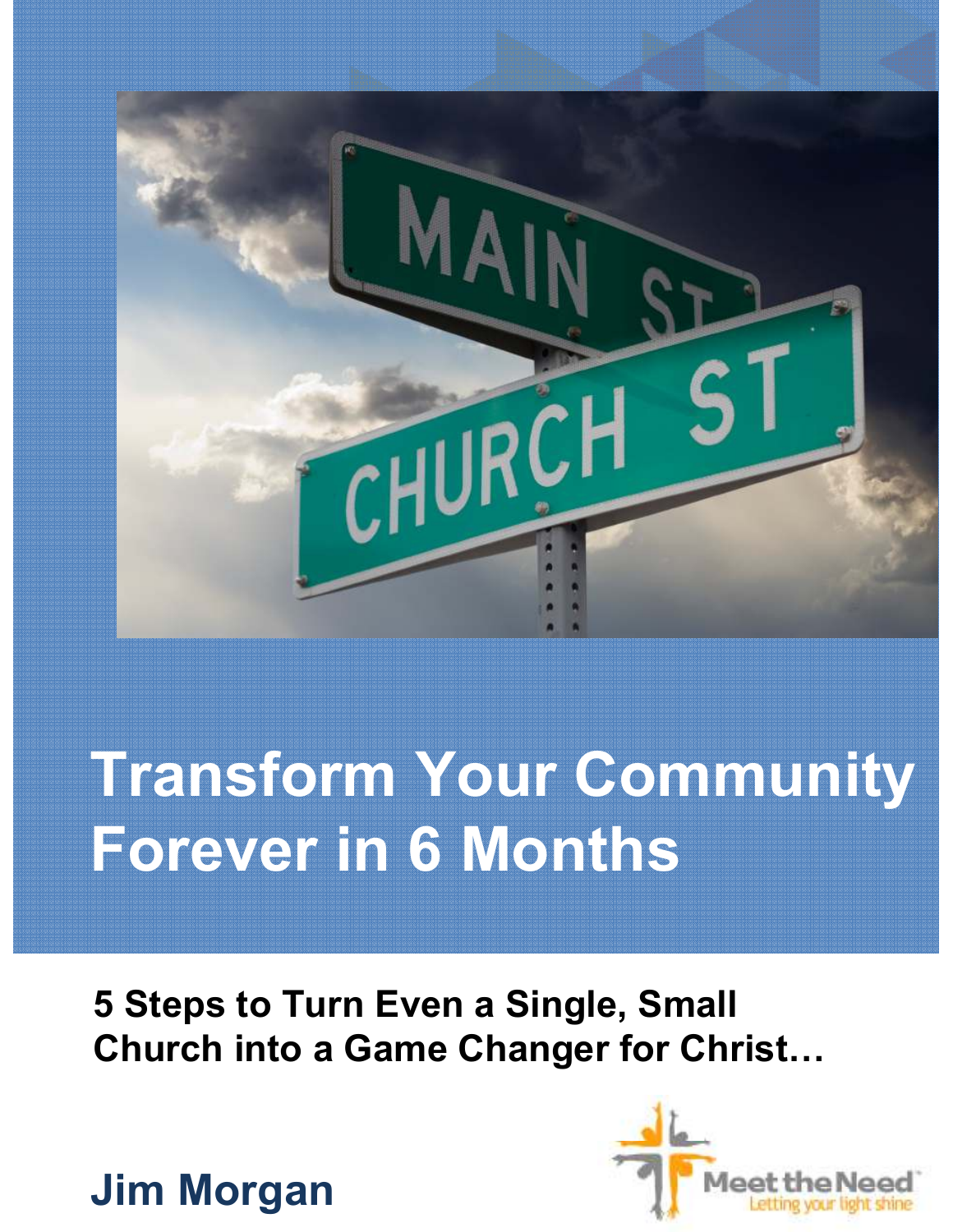# Transform Your Community Forever in 6 Months

## 5 Steps to Turn Even a Single, Small Church into a Game Changer for Christ…

**Jim Morgan**

Meet the Need
Letting your light shine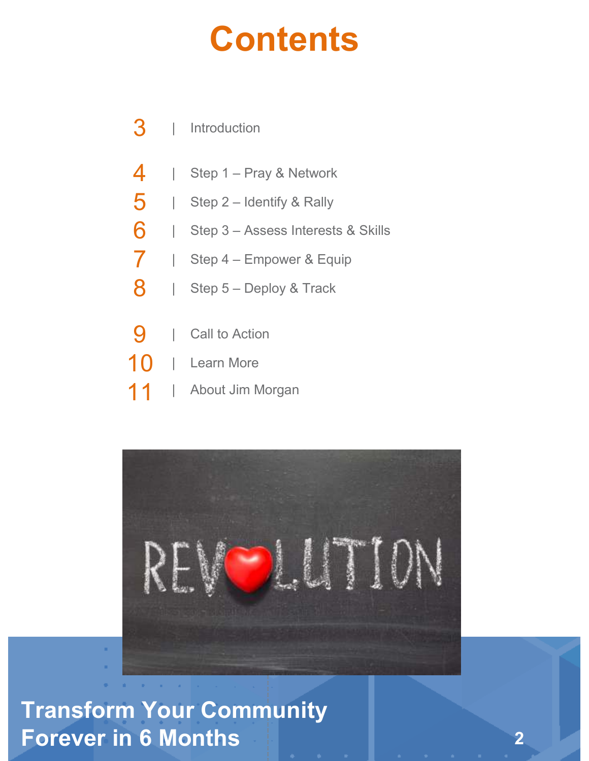# Contents

| | |
|---|---|
| 3 | Introduction |
| 4 | Step 1 – Pray & Network |
| 5 | Step 2 – Identify & Rally |
| 6 | Step 3 – Assess Interests & Skills |
| 7 | Step 4 – Empower & Equip |
| 8 | Step 5 – Deploy & Track |
| 9 | Call to Action |
| 10 | Learn More |
| 11 | About Jim Morgan |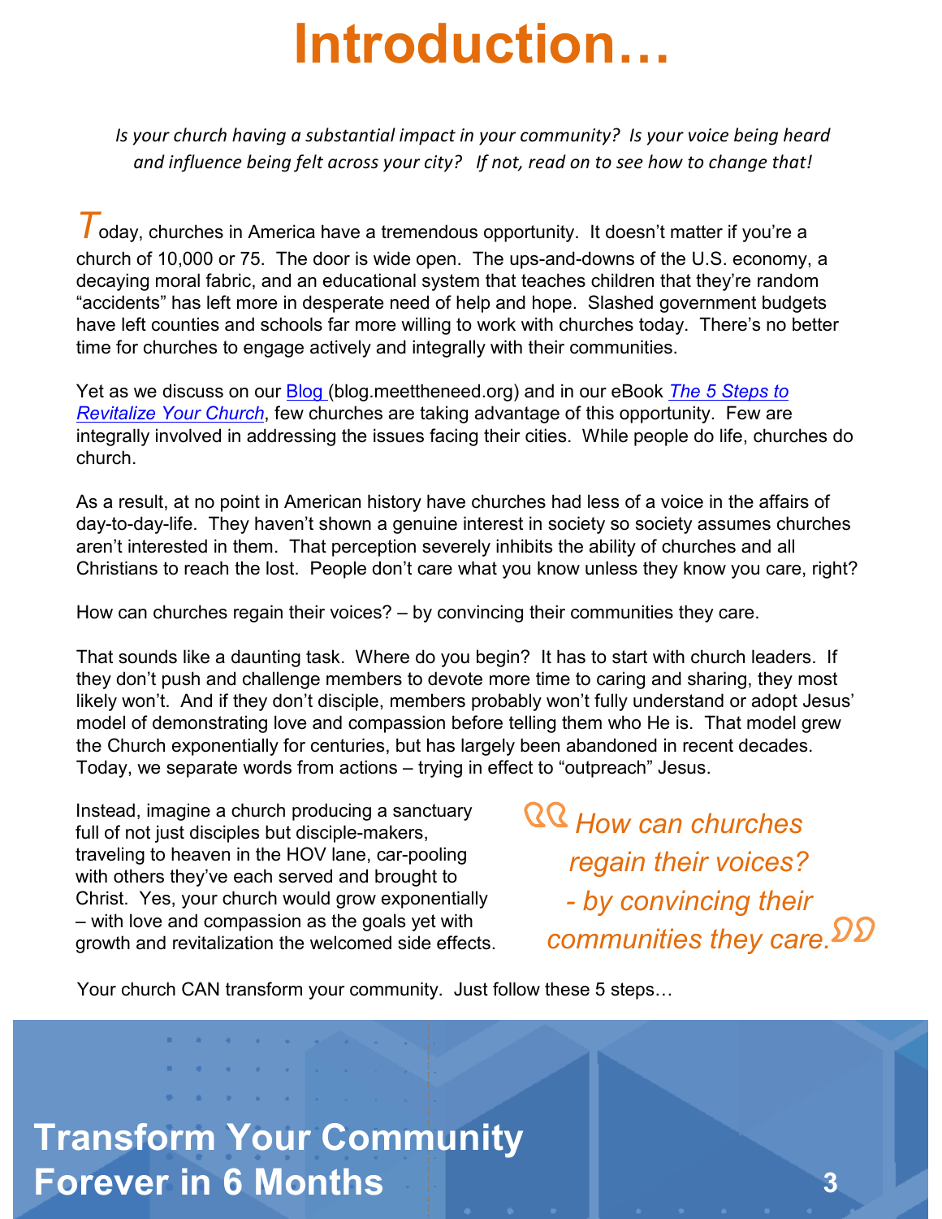# Introduction…

*Is your church having a substantial impact in your community? Is your voice being heard and influence being felt across your city? If not, read on to see how to change that!*

Today, churches in America have a tremendous opportunity. It doesn't matter if you're a church of 10,000 or 75. The door is wide open. The ups-and-downs of the U.S. economy, a decaying moral fabric, and an educational system that teaches children that they're random "accidents" has left more in desperate need of help and hope. Slashed government budgets have left counties and schools far more willing to work with churches today. There's no better time for churches to engage actively and integrally with their communities.

Yet as we discuss on our Blog (blog.meettheneed.org) and in our eBook *The 5 Steps to Revitalize Your Church*, few churches are taking advantage of this opportunity. Few are integrally involved in addressing the issues facing their cities. While people do life, churches do church.

As a result, at no point in American history have churches had less of a voice in the affairs of day-to-day-life. They haven't shown a genuine interest in society so society assumes churches aren't interested in them. That perception severely inhibits the ability of churches and all Christians to reach the lost. People don't care what you know unless they know you care, right?

How can churches regain their voices? – by convincing their communities they care.

That sounds like a daunting task. Where do you begin? It has to start with church leaders. If they don't push and challenge members to devote more time to caring and sharing, they most likely won't. And if they don't disciple, members probably won't fully understand or adopt Jesus' model of demonstrating love and compassion before telling them who He is. That model grew the Church exponentially for centuries, but has largely been abandoned in recent decades. Today, we separate words from actions – trying in effect to "outpreach" Jesus.

Instead, imagine a church producing a sanctuary full of not just disciples but disciple-makers, traveling to heaven in the HOV lane, car-pooling with others they've each served and brought to Christ. Yes, your church would grow exponentially – with love and compassion as the goals yet with growth and revitalization the welcomed side effects.

> *"How can churches regain their voices? - by convincing their communities they care."*

Your church CAN transform your community. Just follow these 5 steps…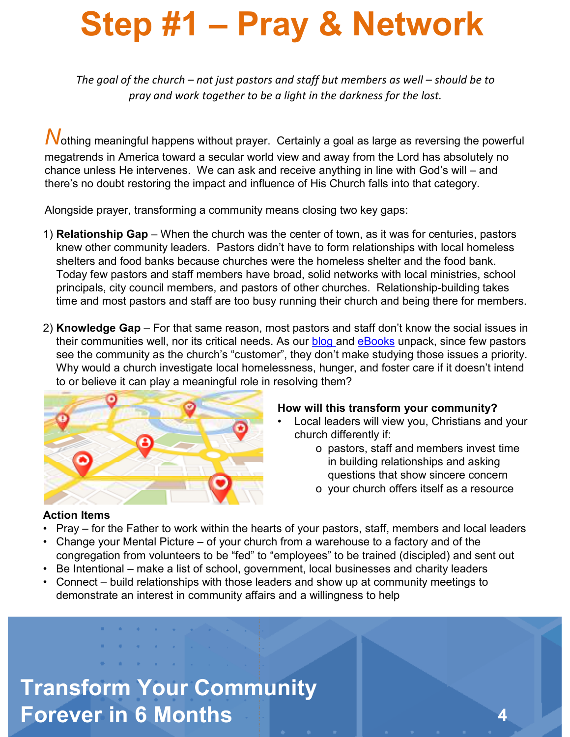# Step #1 – Pray & Network

*The goal of the church – not just pastors and staff but members as well – should be to pray and work together to be a light in the darkness for the lost.*

Nothing meaningful happens without prayer. Certainly a goal as large as reversing the powerful megatrends in America toward a secular world view and away from the Lord has absolutely no chance unless He intervenes. We can ask and receive anything in line with God's will – and there's no doubt restoring the impact and influence of His Church falls into that category.

Alongside prayer, transforming a community means closing two key gaps:

1) **Relationship Gap** – When the church was the center of town, as it was for centuries, pastors knew other community leaders. Pastors didn't have to form relationships with local homeless shelters and food banks because churches were the homeless shelter and the food bank. Today few pastors and staff members have broad, solid networks with local ministries, school principals, city council members, and pastors of other churches. Relationship-building takes time and most pastors and staff are too busy running their church and being there for members.

2) **Knowledge Gap** – For that same reason, most pastors and staff don't know the social issues in their communities well, nor its critical needs. As our blog and eBooks unpack, since few pastors see the community as the church's "customer", they don't make studying those issues a priority. Why would a church investigate local homelessness, hunger, and foster care if it doesn't intend to or believe it can play a meaningful role in resolving them?

**How will this transform your community?**

- Local leaders will view you, Christians and your church differently if:
  - pastors, staff and members invest time in building relationships and asking questions that show sincere concern
  - your church offers itself as a resource

**Action Items**

- Pray – for the Father to work within the hearts of your pastors, staff, members and local leaders
- Change your Mental Picture – of your church from a warehouse to a factory and of the congregation from volunteers to be "fed" to "employees" to be trained (discipled) and sent out
- Be Intentional – make a list of school, government, local businesses and charity leaders
- Connect – build relationships with those leaders and show up at community meetings to demonstrate an interest in community affairs and a willingness to help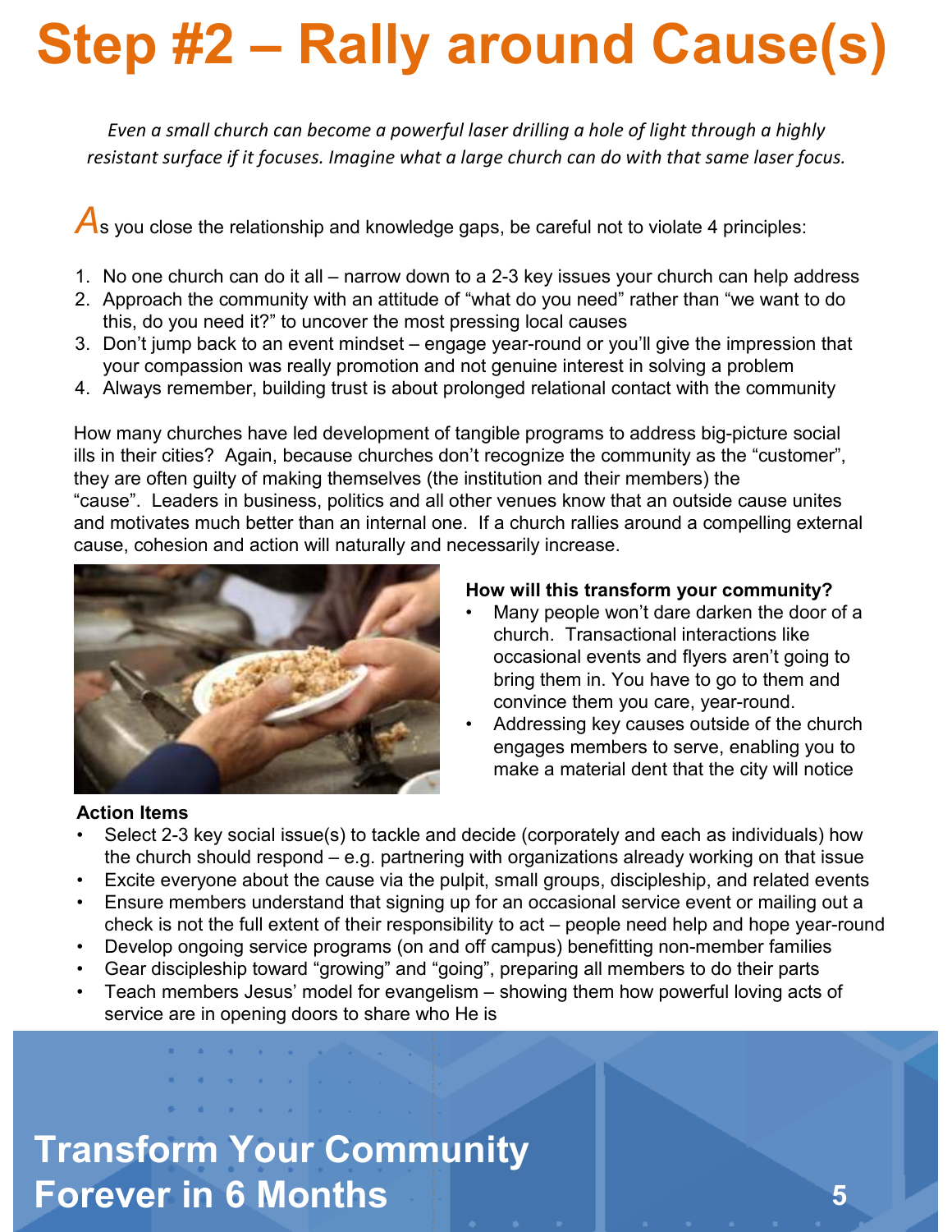# Step #2 – Rally around Cause(s)

*Even a small church can become a powerful laser drilling a hole of light through a highly resistant surface if it focuses. Imagine what a large church can do with that same laser focus.*

As you close the relationship and knowledge gaps, be careful not to violate 4 principles:

1. No one church can do it all – narrow down to a 2-3 key issues your church can help address
2. Approach the community with an attitude of "what do you need" rather than "we want to do this, do you need it?" to uncover the most pressing local causes
3. Don't jump back to an event mindset – engage year-round or you'll give the impression that your compassion was really promotion and not genuine interest in solving a problem
4. Always remember, building trust is about prolonged relational contact with the community

How many churches have led development of tangible programs to address big-picture social ills in their cities? Again, because churches don't recognize the community as the "customer", they are often guilty of making themselves (the institution and their members) the "cause". Leaders in business, politics and all other venues know that an outside cause unites and motivates much better than an internal one. If a church rallies around a compelling external cause, cohesion and action will naturally and necessarily increase.

**How will this transform your community?**

- Many people won't dare darken the door of a church. Transactional interactions like occasional events and flyers aren't going to bring them in. You have to go to them and convince them you care, year-round.
- Addressing key causes outside of the church engages members to serve, enabling you to make a material dent that the city will notice

**Action Items**

- Select 2-3 key social issue(s) to tackle and decide (corporately and each as individuals) how the church should respond – e.g. partnering with organizations already working on that issue
- Excite everyone about the cause via the pulpit, small groups, discipleship, and related events
- Ensure members understand that signing up for an occasional service event or mailing out a check is not the full extent of their responsibility to act – people need help and hope year-round
- Develop ongoing service programs (on and off campus) benefitting non-member families
- Gear discipleship toward "growing" and "going", preparing all members to do their parts
- Teach members Jesus' model for evangelism – showing them how powerful loving acts of service are in opening doors to share who He is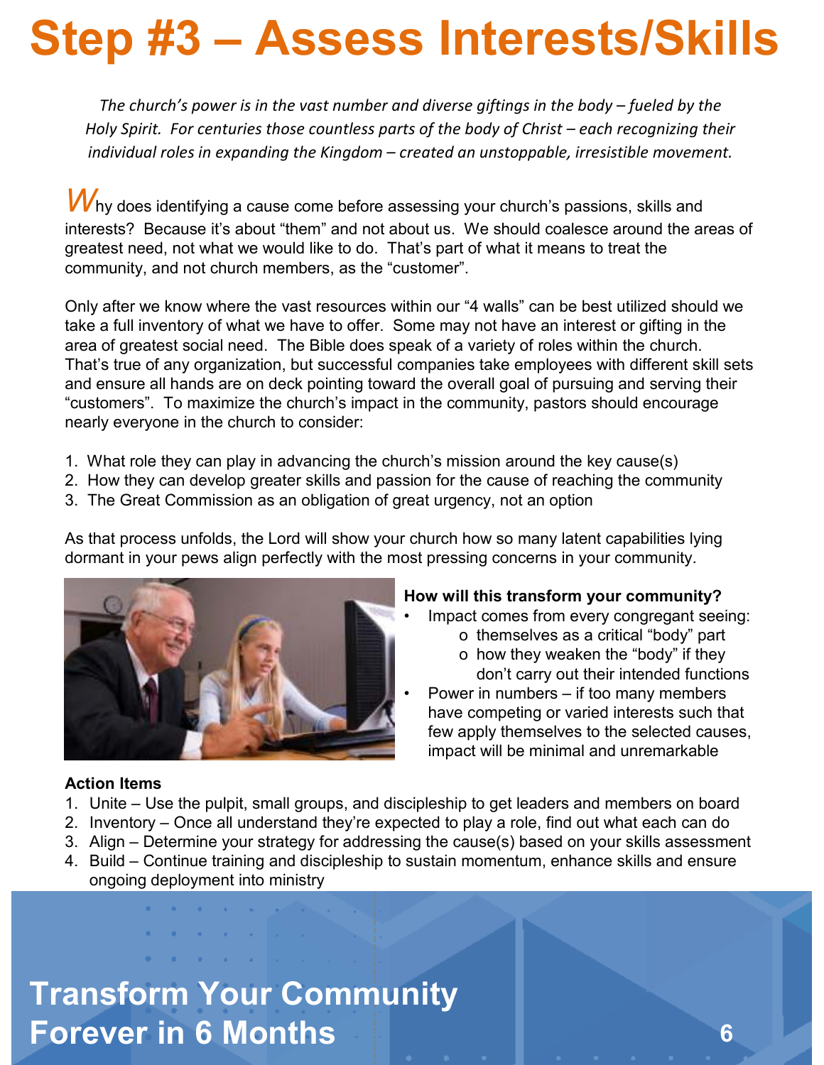# Step #3 – Assess Interests/Skills

*The church's power is in the vast number and diverse giftings in the body – fueled by the Holy Spirit. For centuries those countless parts of the body of Christ – each recognizing their individual roles in expanding the Kingdom – created an unstoppable, irresistible movement.*

Why does identifying a cause come before assessing your church's passions, skills and interests? Because it's about "them" and not about us. We should coalesce around the areas of greatest need, not what we would like to do. That's part of what it means to treat the community, and not church members, as the "customer".

Only after we know where the vast resources within our "4 walls" can be best utilized should we take a full inventory of what we have to offer. Some may not have an interest or gifting in the area of greatest social need. The Bible does speak of a variety of roles within the church. That's true of any organization, but successful companies take employees with different skill sets and ensure all hands are on deck pointing toward the overall goal of pursuing and serving their "customers". To maximize the church's impact in the community, pastors should encourage nearly everyone in the church to consider:

1. What role they can play in advancing the church's mission around the key cause(s)
2. How they can develop greater skills and passion for the cause of reaching the community
3. The Great Commission as an obligation of great urgency, not an option

As that process unfolds, the Lord will show your church how so many latent capabilities lying dormant in your pews align perfectly with the most pressing concerns in your community.

**How will this transform your community?**

- Impact comes from every congregant seeing:
  - themselves as a critical "body" part
  - how they weaken the "body" if they don't carry out their intended functions
- Power in numbers – if too many members have competing or varied interests such that few apply themselves to the selected causes, impact will be minimal and unremarkable

**Action Items**

1. Unite – Use the pulpit, small groups, and discipleship to get leaders and members on board
2. Inventory – Once all understand they're expected to play a role, find out what each can do
3. Align – Determine your strategy for addressing the cause(s) based on your skills assessment
4. Build – Continue training and discipleship to sustain momentum, enhance skills and ensure ongoing deployment into ministry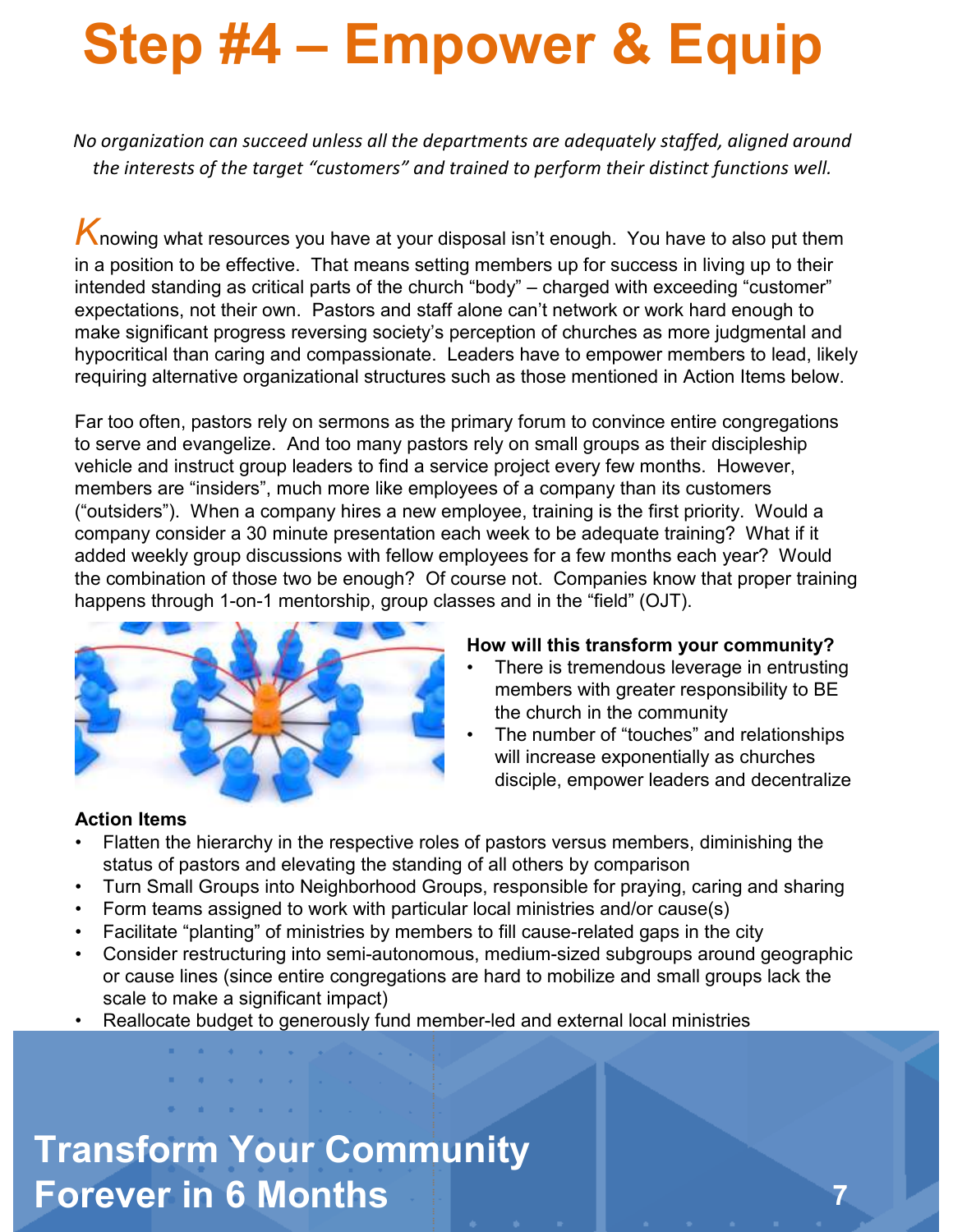# Step #4 – Empower & Equip

*No organization can succeed unless all the departments are adequately staffed, aligned around the interests of the target "customers" and trained to perform their distinct functions well.*

Knowing what resources you have at your disposal isn't enough. You have to also put them in a position to be effective. That means setting members up for success in living up to their intended standing as critical parts of the church "body" – charged with exceeding "customer" expectations, not their own. Pastors and staff alone can't network or work hard enough to make significant progress reversing society's perception of churches as more judgmental and hypocritical than caring and compassionate. Leaders have to empower members to lead, likely requiring alternative organizational structures such as those mentioned in Action Items below.

Far too often, pastors rely on sermons as the primary forum to convince entire congregations to serve and evangelize. And too many pastors rely on small groups as their discipleship vehicle and instruct group leaders to find a service project every few months. However, members are "insiders", much more like employees of a company than its customers ("outsiders"). When a company hires a new employee, training is the first priority. Would a company consider a 30 minute presentation each week to be adequate training? What if it added weekly group discussions with fellow employees for a few months each year? Would the combination of those two be enough? Of course not. Companies know that proper training happens through 1-on-1 mentorship, group classes and in the "field" (OJT).

**How will this transform your community?**

- There is tremendous leverage in entrusting members with greater responsibility to BE the church in the community
- The number of "touches" and relationships will increase exponentially as churches disciple, empower leaders and decentralize

**Action Items**

- Flatten the hierarchy in the respective roles of pastors versus members, diminishing the status of pastors and elevating the standing of all others by comparison
- Turn Small Groups into Neighborhood Groups, responsible for praying, caring and sharing
- Form teams assigned to work with particular local ministries and/or cause(s)
- Facilitate "planting" of ministries by members to fill cause-related gaps in the city
- Consider restructuring into semi-autonomous, medium-sized subgroups around geographic or cause lines (since entire congregations are hard to mobilize and small groups lack the scale to make a significant impact)
- Reallocate budget to generously fund member-led and external local ministries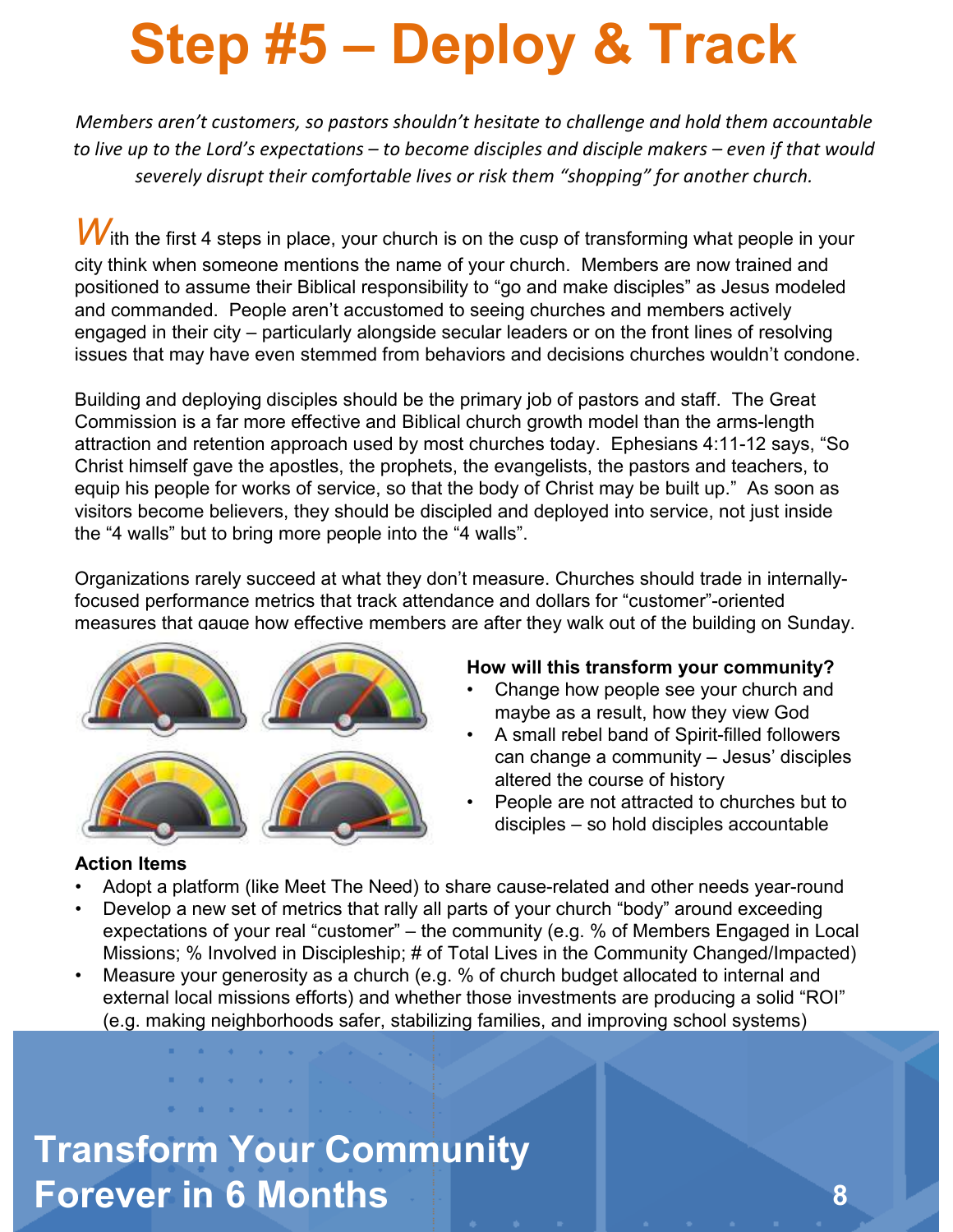# Step #5 – Deploy & Track

*Members aren't customers, so pastors shouldn't hesitate to challenge and hold them accountable to live up to the Lord's expectations – to become disciples and disciple makers – even if that would severely disrupt their comfortable lives or risk them "shopping" for another church.*

With the first 4 steps in place, your church is on the cusp of transforming what people in your city think when someone mentions the name of your church. Members are now trained and positioned to assume their Biblical responsibility to "go and make disciples" as Jesus modeled and commanded. People aren't accustomed to seeing churches and members actively engaged in their city – particularly alongside secular leaders or on the front lines of resolving issues that may have even stemmed from behaviors and decisions churches wouldn't condone.

Building and deploying disciples should be the primary job of pastors and staff. The Great Commission is a far more effective and Biblical church growth model than the arms-length attraction and retention approach used by most churches today. Ephesians 4:11-12 says, "So Christ himself gave the apostles, the prophets, the evangelists, the pastors and teachers, to equip his people for works of service, so that the body of Christ may be built up." As soon as visitors become believers, they should be discipled and deployed into service, not just inside the "4 walls" but to bring more people into the "4 walls".

Organizations rarely succeed at what they don't measure. Churches should trade in internally-focused performance metrics that track attendance and dollars for "customer"-oriented measures that gauge how effective members are after they walk out of the building on Sunday.

**How will this transform your community?**

- Change how people see your church and maybe as a result, how they view God
- A small rebel band of Spirit-filled followers can change a community – Jesus' disciples altered the course of history
- People are not attracted to churches but to disciples – so hold disciples accountable

**Action Items**

- Adopt a platform (like Meet The Need) to share cause-related and other needs year-round
- Develop a new set of metrics that rally all parts of your church "body" around exceeding expectations of your real "customer" – the community (e.g. % of Members Engaged in Local Missions; % Involved in Discipleship; # of Total Lives in the Community Changed/Impacted)
- Measure your generosity as a church (e.g. % of church budget allocated to internal and external local missions efforts) and whether those investments are producing a solid "ROI" (e.g. making neighborhoods safer, stabilizing families, and improving school systems)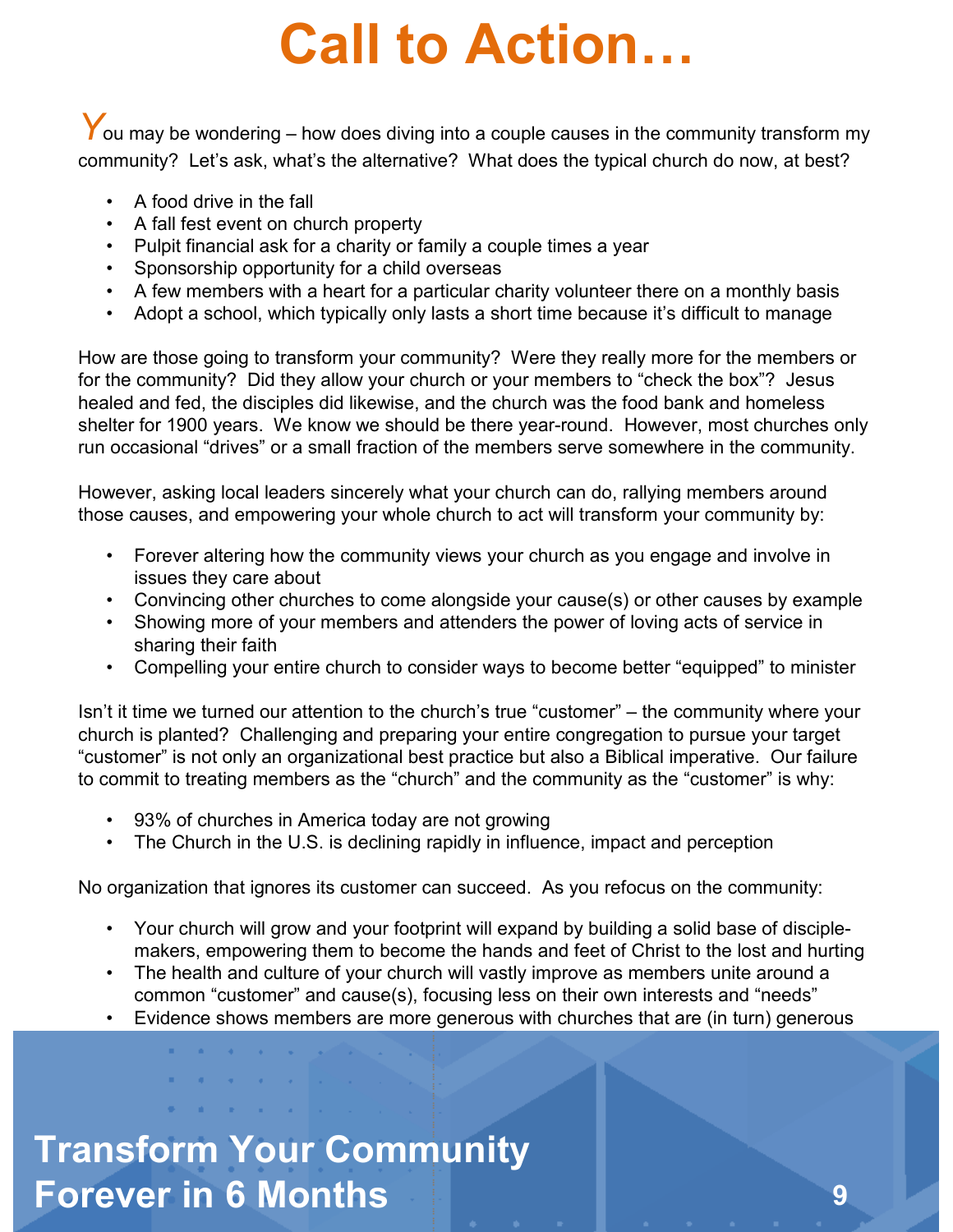# Call to Action…

You may be wondering – how does diving into a couple causes in the community transform my community? Let's ask, what's the alternative? What does the typical church do now, at best?

- A food drive in the fall
- A fall fest event on church property
- Pulpit financial ask for a charity or family a couple times a year
- Sponsorship opportunity for a child overseas
- A few members with a heart for a particular charity volunteer there on a monthly basis
- Adopt a school, which typically only lasts a short time because it's difficult to manage

How are those going to transform your community? Were they really more for the members or for the community? Did they allow your church or your members to "check the box"? Jesus healed and fed, the disciples did likewise, and the church was the food bank and homeless shelter for 1900 years. We know we should be there year-round. However, most churches only run occasional "drives" or a small fraction of the members serve somewhere in the community.

However, asking local leaders sincerely what your church can do, rallying members around those causes, and empowering your whole church to act will transform your community by:

- Forever altering how the community views your church as you engage and involve in issues they care about
- Convincing other churches to come alongside your cause(s) or other causes by example
- Showing more of your members and attenders the power of loving acts of service in sharing their faith
- Compelling your entire church to consider ways to become better "equipped" to minister

Isn't it time we turned our attention to the church's true "customer" – the community where your church is planted? Challenging and preparing your entire congregation to pursue your target "customer" is not only an organizational best practice but also a Biblical imperative. Our failure to commit to treating members as the "church" and the community as the "customer" is why:

- 93% of churches in America today are not growing
- The Church in the U.S. is declining rapidly in influence, impact and perception

No organization that ignores its customer can succeed. As you refocus on the community:

- Your church will grow and your footprint will expand by building a solid base of disciple-makers, empowering them to become the hands and feet of Christ to the lost and hurting
- The health and culture of your church will vastly improve as members unite around a common "customer" and cause(s), focusing less on their own interests and "needs"
- Evidence shows members are more generous with churches that are (in turn) generous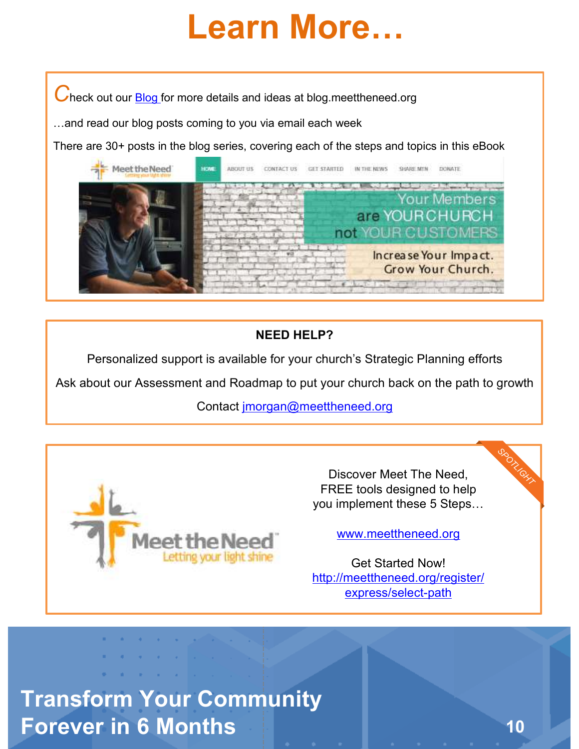# Learn More…

Check out our Blog for more details and ideas at blog.meettheneed.org

…and read our blog posts coming to you via email each week

There are 30+ posts in the blog series, covering each of the steps and topics in this eBook

**NEED HELP?**

Personalized support is available for your church's Strategic Planning efforts

Ask about our Assessment and Roadmap to put your church back on the path to growth

Contact jmorgan@meettheneed.org

SPOTLIGHT

Discover Meet The Need, FREE tools designed to help you implement these 5 Steps…

www.meettheneed.org

Get Started Now!
http://meettheneed.org/register/express/select-path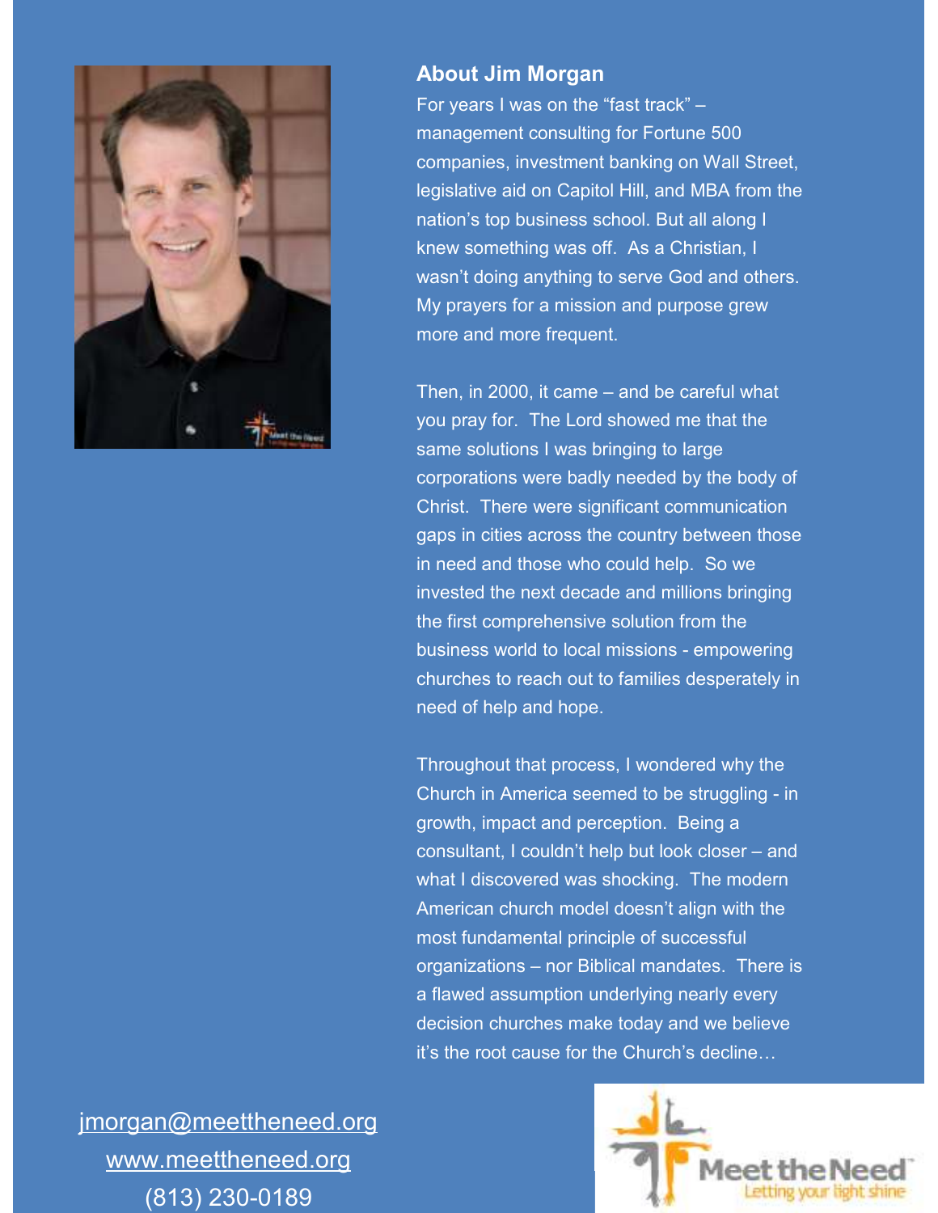## About Jim Morgan

For years I was on the "fast track" – management consulting for Fortune 500 companies, investment banking on Wall Street, legislative aid on Capitol Hill, and MBA from the nation's top business school. But all along I knew something was off. As a Christian, I wasn't doing anything to serve God and others. My prayers for a mission and purpose grew more and more frequent.

Then, in 2000, it came – and be careful what you pray for. The Lord showed me that the same solutions I was bringing to large corporations were badly needed by the body of Christ. There were significant communication gaps in cities across the country between those in need and those who could help. So we invested the next decade and millions bringing the first comprehensive solution from the business world to local missions - empowering churches to reach out to families desperately in need of help and hope.

Throughout that process, I wondered why the Church in America seemed to be struggling - in growth, impact and perception. Being a consultant, I couldn't help but look closer – and what I discovered was shocking. The modern American church model doesn't align with the most fundamental principle of successful organizations – nor Biblical mandates. There is a flawed assumption underlying nearly every decision churches make today and we believe it's the root cause for the Church's decline…

jmorgan@meettheneed.org
www.meettheneed.org
(813) 230-0189

Meet the Need
Letting your light shine